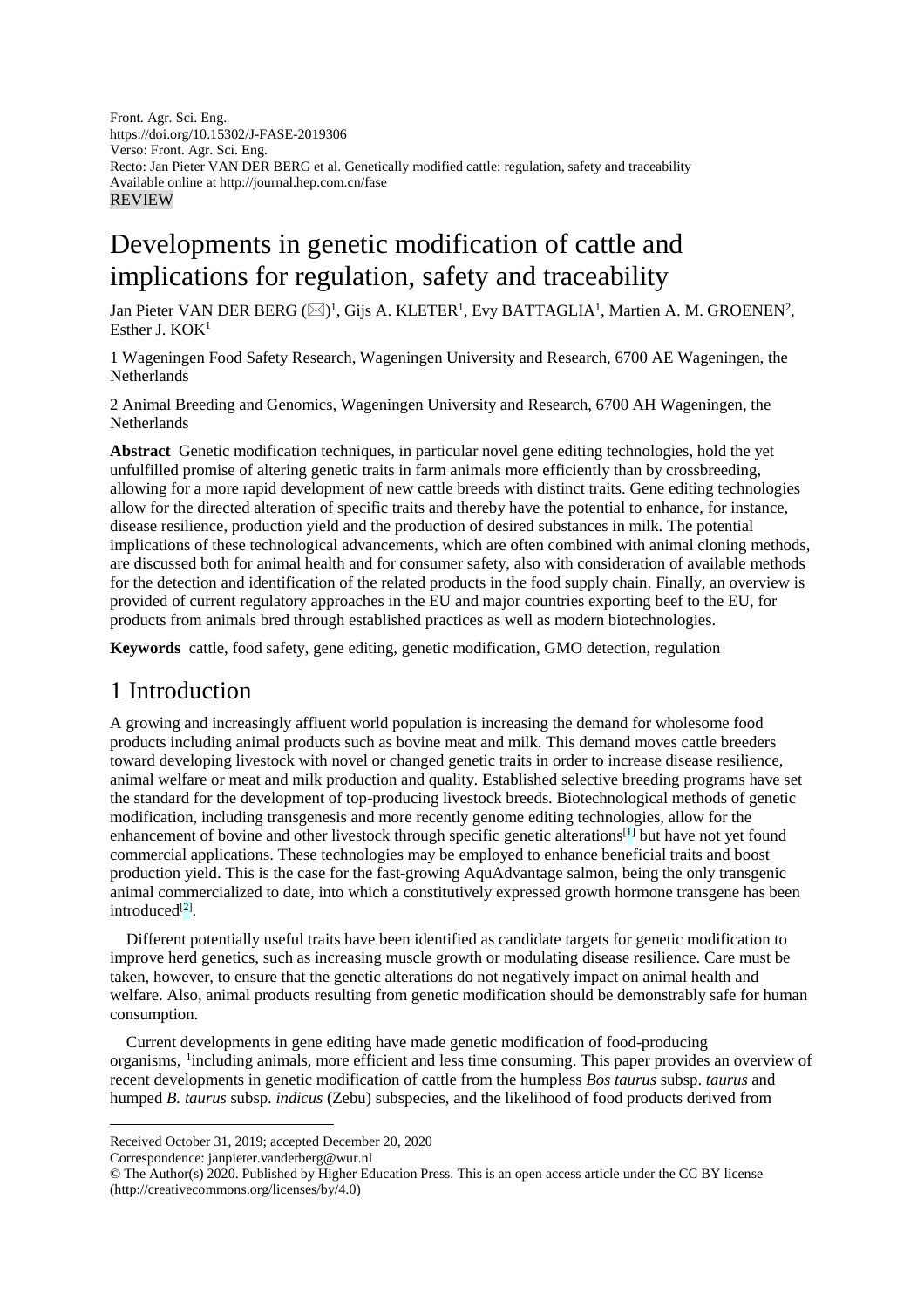REVIEW

# Developments in genetic modification of cattle and implications for regulation, safety and traceability

Jan Pieter VAN DER BERG (✉)[1], Gijs A. KLETER[1], Evy BATTAGLIA[1], Martien A. M. GROENEN[2], Esther J. KOK[1]

1 Wageningen Food Safety Research, Wageningen University and Research, 6700 AE Wageningen, the Netherlands

2 Animal Breeding and Genomics, Wageningen University and Research, 6700 AH Wageningen, the Netherlands

**Abstract** Genetic modification techniques, in particular novel gene editing technologies, hold the yet unfulfilled promise of altering genetic traits in farm animals more efficiently than by crossbreeding, allowing for a more rapid development of new cattle breeds with distinct traits. Gene editing technologies allow for the directed alteration of specific traits and thereby have the potential to enhance, for instance, disease resilience, production yield and the production of desired substances in milk. The potential implications of these technological advancements, which are often combined with animal cloning methods, are discussed both for animal health and for consumer safety, also with consideration of available methods for the detection and identification of the related products in the food supply chain. Finally, an overview is provided of current regulatory approaches in the EU and major countries exporting beef to the EU, for products from animals bred through established practices as well as modern biotechnologies.

**Keywords** cattle, food safety, gene editing, genetic modification, GMO detection, regulation

## 1 Introduction

A growing and increasingly affluent world population is increasing the demand for wholesome food products including animal products such as bovine meat and milk. This demand moves cattle breeders toward developing livestock with novel or changed genetic traits in order to increase disease resilience, animal welfare or meat and milk production and quality. Established selective breeding programs have set the standard for the development of top-producing livestock breeds. Biotechnological methods of genetic modification, including transgenesis and more recently genome editing technologies, allow for the enhancement of bovine and other livestock through specific genetic alterations[1] but have not yet found commercial applications. These technologies may be employed to enhance beneficial traits and boost production yield. This is the case for the fast-growing AquAdvantage salmon, being the only transgenic animal commercialized to date, into which a constitutively expressed growth hormone transgene has been introduced[2].

Different potentially useful traits have been identified as candidate targets for genetic modification to improve herd genetics, such as increasing muscle growth or modulating disease resilience. Care must be taken, however, to ensure that the genetic alterations do not negatively impact on animal health and welfare. Also, animal products resulting from genetic modification should be demonstrably safe for human consumption.

Current developments in gene editing have made genetic modification of food-producing organisms, [1]including animals, more efficient and less time consuming. This paper provides an overview of recent developments in genetic modification of cattle from the humpless *Bos taurus* subsp. *taurus* and humped *B. taurus* subsp. *indicus* (Zebu) subspecies, and the likelihood of food products derived from

---

Received October 31, 2019; accepted December 20, 2020

Correspondence: janpieter.vanderberg@wur.nl

© The Author(s) 2020. Published by Higher Education Press. This is an open access article under the CC BY license (http://creativecommons.org/licenses/by/4.0)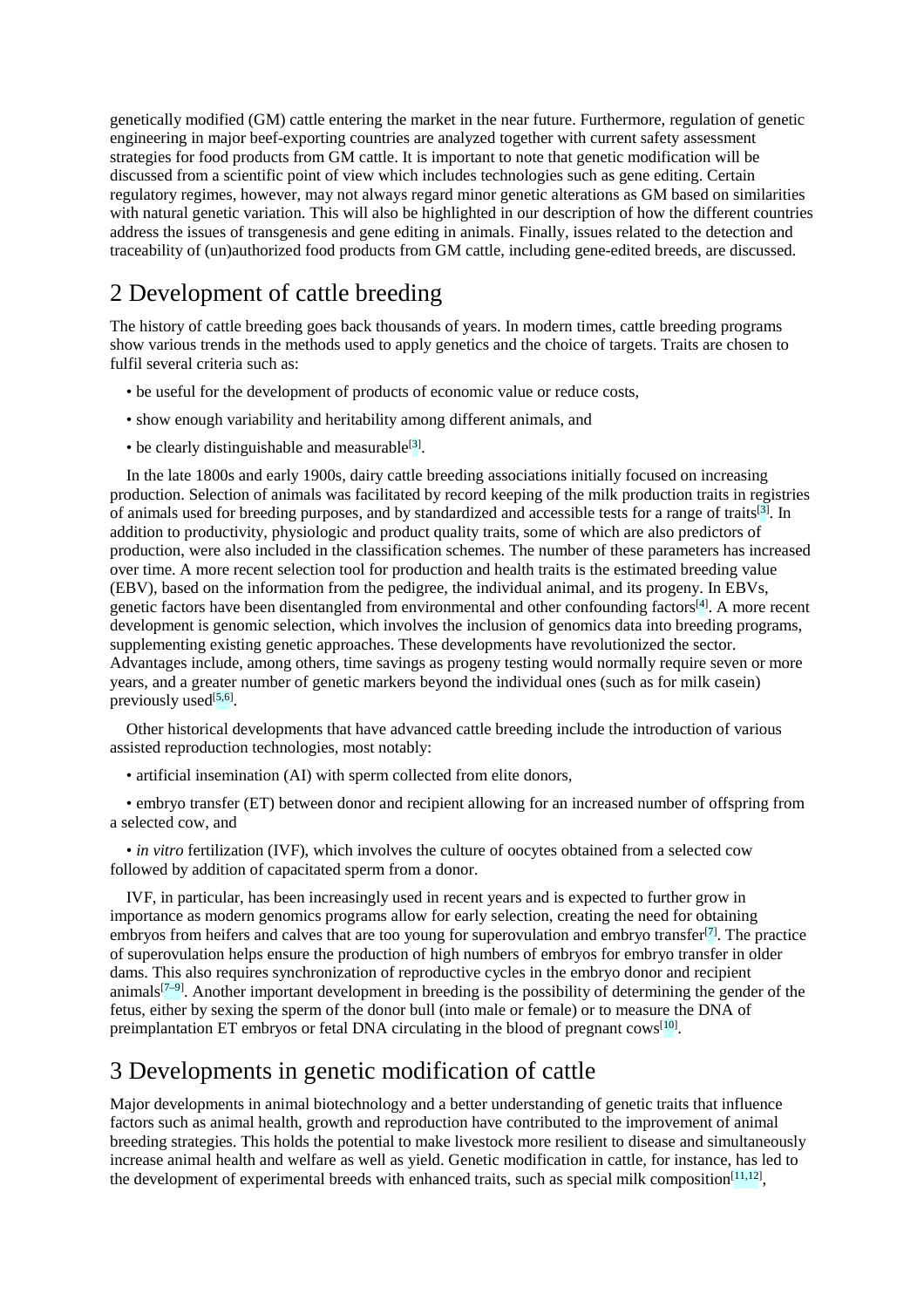genetically modified (GM) cattle entering the market in the near future. Furthermore, regulation of genetic engineering in major beef-exporting countries are analyzed together with current safety assessment strategies for food products from GM cattle. It is important to note that genetic modification will be discussed from a scientific point of view which includes technologies such as gene editing. Certain regulatory regimes, however, may not always regard minor genetic alterations as GM based on similarities with natural genetic variation. This will also be highlighted in our description of how the different countries address the issues of transgenesis and gene editing in animals. Finally, issues related to the detection and traceability of (un)authorized food products from GM cattle, including gene-edited breeds, are discussed.

## 2 Development of cattle breeding

The history of cattle breeding goes back thousands of years. In modern times, cattle breeding programs show various trends in the methods used to apply genetics and the choice of targets. Traits are chosen to fulfil several criteria such as:

- be useful for the development of products of economic value or reduce costs,
- show enough variability and heritability among different animals, and
- be clearly distinguishable and measurable[3].

In the late 1800s and early 1900s, dairy cattle breeding associations initially focused on increasing production. Selection of animals was facilitated by record keeping of the milk production traits in registries of animals used for breeding purposes, and by standardized and accessible tests for a range of traits[3]. In addition to productivity, physiologic and product quality traits, some of which are also predictors of production, were also included in the classification schemes. The number of these parameters has increased over time. A more recent selection tool for production and health traits is the estimated breeding value (EBV), based on the information from the pedigree, the individual animal, and its progeny. In EBVs, genetic factors have been disentangled from environmental and other confounding factors[4]. A more recent development is genomic selection, which involves the inclusion of genomics data into breeding programs, supplementing existing genetic approaches. These developments have revolutionized the sector. Advantages include, among others, time savings as progeny testing would normally require seven or more years, and a greater number of genetic markers beyond the individual ones (such as for milk casein) previously used[5,6].

Other historical developments that have advanced cattle breeding include the introduction of various assisted reproduction technologies, most notably:

- artificial insemination (AI) with sperm collected from elite donors,
- embryo transfer (ET) between donor and recipient allowing for an increased number of offspring from a selected cow, and
- *in vitro* fertilization (IVF), which involves the culture of oocytes obtained from a selected cow followed by addition of capacitated sperm from a donor.

IVF, in particular, has been increasingly used in recent years and is expected to further grow in importance as modern genomics programs allow for early selection, creating the need for obtaining embryos from heifers and calves that are too young for superovulation and embryo transfer[7]. The practice of superovulation helps ensure the production of high numbers of embryos for embryo transfer in older dams. This also requires synchronization of reproductive cycles in the embryo donor and recipient animals[7–9]. Another important development in breeding is the possibility of determining the gender of the fetus, either by sexing the sperm of the donor bull (into male or female) or to measure the DNA of preimplantation ET embryos or fetal DNA circulating in the blood of pregnant cows[10].

## 3 Developments in genetic modification of cattle

Major developments in animal biotechnology and a better understanding of genetic traits that influence factors such as animal health, growth and reproduction have contributed to the improvement of animal breeding strategies. This holds the potential to make livestock more resilient to disease and simultaneously increase animal health and welfare as well as yield. Genetic modification in cattle, for instance, has led to the development of experimental breeds with enhanced traits, such as special milk composition[11,12],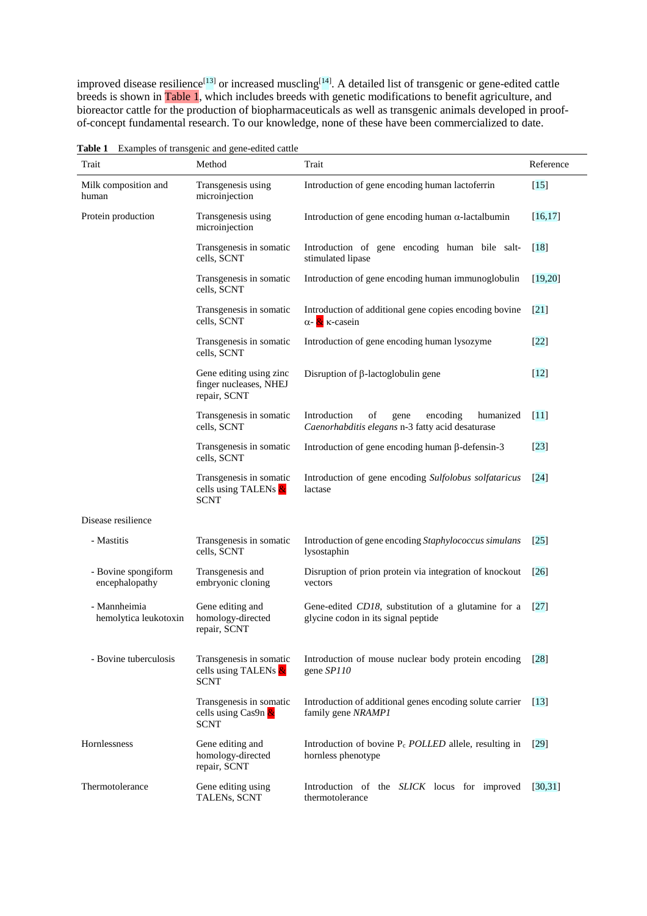improved disease resilience[13] or increased muscling[14]. A detailed list of transgenic or gene-edited cattle breeds is shown in Table 1, which includes breeds with genetic modifications to benefit agriculture, and bioreactor cattle for the production of biopharmaceuticals as well as transgenic animals developed in proof-of-concept fundamental research. To our knowledge, none of these have been commercialized to date.

**Table 1** Examples of transgenic and gene-edited cattle

| Trait | Method | Trait | Reference |
|---|---|---|---|
| Milk composition and human | Transgenesis using microinjection | Introduction of gene encoding human lactoferrin | [15] |
| Protein production | Transgenesis using microinjection | Introduction of gene encoding human α-lactalbumin | [16,17] |
| | Transgenesis in somatic cells, SCNT | Introduction of gene encoding human bile salt-stimulated lipase | [18] |
| | Transgenesis in somatic cells, SCNT | Introduction of gene encoding human immunoglobulin | [19,20] |
| | Transgenesis in somatic cells, SCNT | Introduction of additional gene copies encoding bovine α- & κ-casein | [21] |
| | Transgenesis in somatic cells, SCNT | Introduction of gene encoding human lysozyme | [22] |
| | Gene editing using zinc finger nucleases, NHEJ repair, SCNT | Disruption of β-lactoglobulin gene | [12] |
| | Transgenesis in somatic cells, SCNT | Introduction of gene encoding humanized *Caenorhabditis elegans* n-3 fatty acid desaturase | [11] |
| | Transgenesis in somatic cells, SCNT | Introduction of gene encoding human β-defensin-3 | [23] |
| | Transgenesis in somatic cells using TALENs & SCNT | Introduction of gene encoding *Sulfolobus solfataricus* lactase | [24] |
| Disease resilience | | | |
| - Mastitis | Transgenesis in somatic cells, SCNT | Introduction of gene encoding *Staphylococcus simulans* lysostaphin | [25] |
| - Bovine spongiform encephalopathy | Transgenesis and embryonic cloning | Disruption of prion protein via integration of knockout vectors | [26] |
| - Mannheimia hemolytica leukotoxin | Gene editing and homology-directed repair, SCNT | Gene-edited *CD18*, substitution of a glutamine for a glycine codon in its signal peptide | [27] |
| - Bovine tuberculosis | Transgenesis in somatic cells using TALENs & SCNT | Introduction of mouse nuclear body protein encoding gene *SP110* | [28] |
| | Transgenesis in somatic cells using Cas9n & SCNT | Introduction of additional genes encoding solute carrier family gene *NRAMP1* | [13] |
| Hornlessness | Gene editing and homology-directed repair, SCNT | Introduction of bovine $P_c$ *POLLED* allele, resulting in hornless phenotype | [29] |
| Thermotolerance | Gene editing using TALENs, SCNT | Introduction of the *SLICK* locus for improved thermotolerance | [30,31] |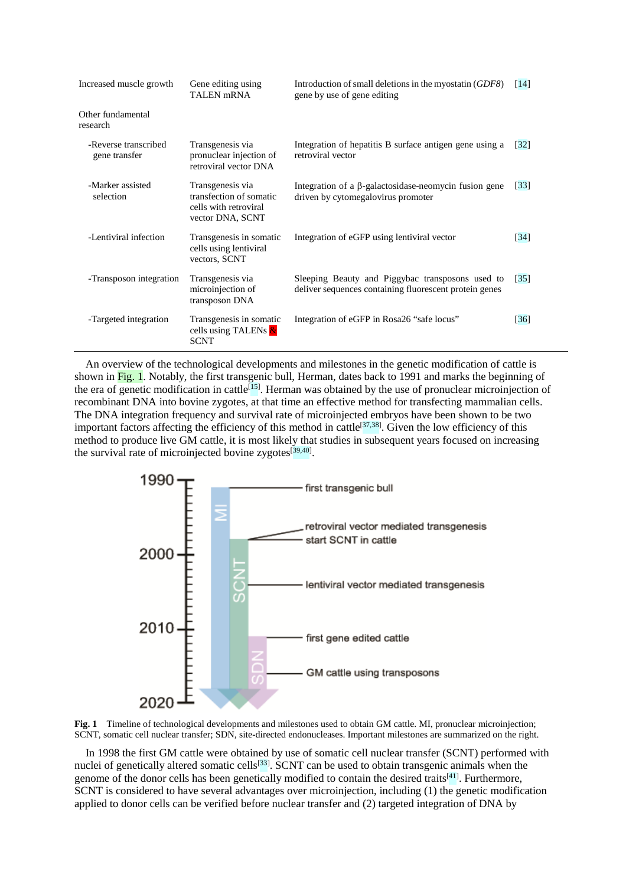| | | | |
|---|---|---|---|
| Increased muscle growth | Gene editing using TALEN mRNA | Introduction of small deletions in the myostatin (*GDF8*) gene by use of gene editing | [14] |
| Other fundamental research | | | |
| -Reverse transcribed gene transfer | Transgenesis via pronuclear injection of retroviral vector DNA | Integration of hepatitis B surface antigen gene using a retroviral vector | [32] |
| -Marker assisted selection | Transgenesis via transfection of somatic cells with retroviral vector DNA, SCNT | Integration of a β-galactosidase-neomycin fusion gene driven by cytomegalovirus promoter | [33] |
| -Lentiviral infection | Transgenesis in somatic cells using lentiviral vectors, SCNT | Integration of eGFP using lentiviral vector | [34] |
| -Transposon integration | Transgenesis via microinjection of transposon DNA | Sleeping Beauty and Piggybac transposons used to deliver sequences containing fluorescent protein genes | [35] |
| -Targeted integration | Transgenesis in somatic cells using TALENs & SCNT | Integration of eGFP in Rosa26 "safe locus" | [36] |

An overview of the technological developments and milestones in the genetic modification of cattle is shown in Fig. 1. Notably, the first transgenic bull, Herman, dates back to 1991 and marks the beginning of the era of genetic modification in cattle[15]. Herman was obtained by the use of pronuclear microinjection of recombinant DNA into bovine zygotes, at that time an effective method for transfecting mammalian cells. The DNA integration frequency and survival rate of microinjected embryos have been shown to be two important factors affecting the efficiency of this method in cattle[37,38]. Given the low efficiency of this method to produce live GM cattle, it is most likely that studies in subsequent years focused on increasing the survival rate of microinjected bovine zygotes[39,40].

**Fig. 1** Timeline of technological developments and milestones used to obtain GM cattle. MI, pronuclear microinjection; SCNT, somatic cell nuclear transfer; SDN, site-directed endonucleases. Important milestones are summarized on the right.

In 1998 the first GM cattle were obtained by use of somatic cell nuclear transfer (SCNT) performed with nuclei of genetically altered somatic cells[33]. SCNT can be used to obtain transgenic animals when the genome of the donor cells has been genetically modified to contain the desired traits[41]. Furthermore, SCNT is considered to have several advantages over microinjection, including (1) the genetic modification applied to donor cells can be verified before nuclear transfer and (2) targeted integration of DNA by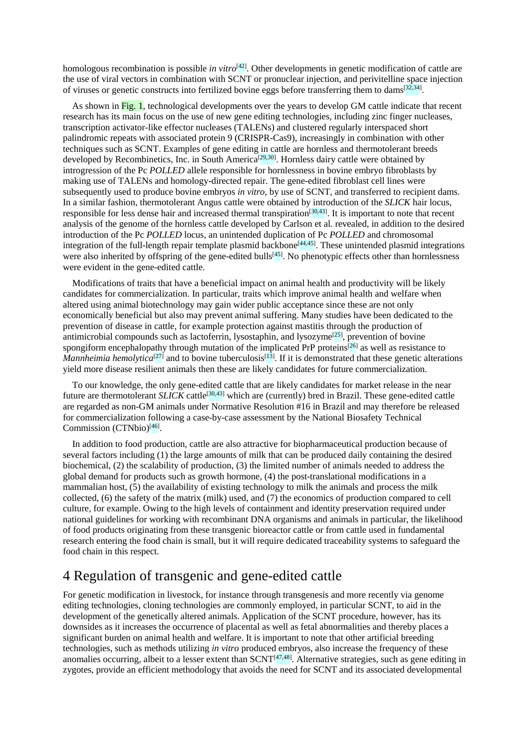homologous recombination is possible *in vitro*[42]. Other developments in genetic modification of cattle are the use of viral vectors in combination with SCNT or pronuclear injection, and perivitelline space injection of viruses or genetic constructs into fertilized bovine eggs before transferring them to dams[32,34].

As shown in Fig. 1, technological developments over the years to develop GM cattle indicate that recent research has its main focus on the use of new gene editing technologies, including zinc finger nucleases, transcription activator-like effector nucleases (TALENs) and clustered regularly interspaced short palindromic repeats with associated protein 9 (CRISPR-Cas9), increasingly in combination with other techniques such as SCNT. Examples of gene editing in cattle are hornless and thermotolerant breeds developed by Recombinetics, Inc. in South America[29,30]. Hornless dairy cattle were obtained by introgression of the Pc *POLLED* allele responsible for hornlessness in bovine embryo fibroblasts by making use of TALENs and homology-directed repair. The gene-edited fibroblast cell lines were subsequently used to produce bovine embryos *in vitro*, by use of SCNT, and transferred to recipient dams. In a similar fashion, thermotolerant Angus cattle were obtained by introduction of the *SLICK* hair locus, responsible for less dense hair and increased thermal transpiration[30,43]. It is important to note that recent analysis of the genome of the hornless cattle developed by Carlson et al. revealed, in addition to the desired introduction of the Pc *POLLED* locus, an unintended duplication of Pc *POLLED* and chromosomal integration of the full-length repair template plasmid backbone[44,45]. These unintended plasmid integrations were also inherited by offspring of the gene-edited bulls[45]. No phenotypic effects other than hornlessness were evident in the gene-edited cattle.

Modifications of traits that have a beneficial impact on animal health and productivity will be likely candidates for commercialization. In particular, traits which improve animal health and welfare when altered using animal biotechnology may gain wider public acceptance since these are not only economically beneficial but also may prevent animal suffering. Many studies have been dedicated to the prevention of disease in cattle, for example protection against mastitis through the production of antimicrobial compounds such as lactoferrin, lysostaphin, and lysozyme[25], prevention of bovine spongiform encephalopathy through mutation of the implicated PrP proteins[26] as well as resistance to *Mannheimia hemolytica*[27] and to bovine tuberculosis[13]. If it is demonstrated that these genetic alterations yield more disease resilient animals then these are likely candidates for future commercialization.

To our knowledge, the only gene-edited cattle that are likely candidates for market release in the near future are thermotolerant *SLICK* cattle[30,43] which are (currently) bred in Brazil. These gene-edited cattle are regarded as non-GM animals under Normative Resolution #16 in Brazil and may therefore be released for commercialization following a case-by-case assessment by the National Biosafety Technical Commission (CTNbio)[46].

In addition to food production, cattle are also attractive for biopharmaceutical production because of several factors including (1) the large amounts of milk that can be produced daily containing the desired biochemical, (2) the scalability of production, (3) the limited number of animals needed to address the global demand for products such as growth hormone, (4) the post-translational modifications in a mammalian host, (5) the availability of existing technology to milk the animals and process the milk collected, (6) the safety of the matrix (milk) used, and (7) the economics of production compared to cell culture, for example. Owing to the high levels of containment and identity preservation required under national guidelines for working with recombinant DNA organisms and animals in particular, the likelihood of food products originating from these transgenic bioreactor cattle or from cattle used in fundamental research entering the food chain is small, but it will require dedicated traceability systems to safeguard the food chain in this respect.

# 4 Regulation of transgenic and gene-edited cattle

For genetic modification in livestock, for instance through transgenesis and more recently via genome editing technologies, cloning technologies are commonly employed, in particular SCNT, to aid in the development of the genetically altered animals. Application of the SCNT procedure, however, has its downsides as it increases the occurrence of placental as well as fetal abnormalities and thereby places a significant burden on animal health and welfare. It is important to note that other artificial breeding technologies, such as methods utilizing *in vitro* produced embryos, also increase the frequency of these anomalies occurring, albeit to a lesser extent than SCNT[47,48]. Alternative strategies, such as gene editing in zygotes, provide an efficient methodology that avoids the need for SCNT and its associated developmental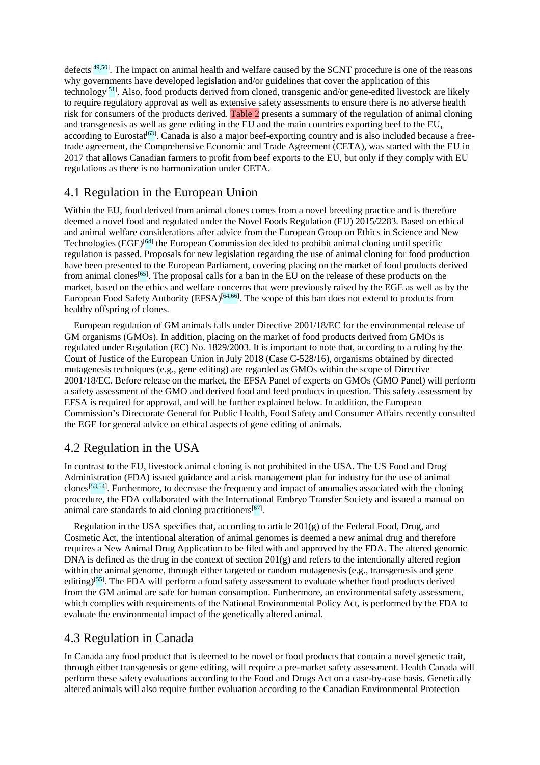defects[49,50]. The impact on animal health and welfare caused by the SCNT procedure is one of the reasons why governments have developed legislation and/or guidelines that cover the application of this technology[51]. Also, food products derived from cloned, transgenic and/or gene-edited livestock are likely to require regulatory approval as well as extensive safety assessments to ensure there is no adverse health risk for consumers of the products derived. Table 2 presents a summary of the regulation of animal cloning and transgenesis as well as gene editing in the EU and the main countries exporting beef to the EU, according to Eurostat[63]. Canada is also a major beef-exporting country and is also included because a free-trade agreement, the Comprehensive Economic and Trade Agreement (CETA), was started with the EU in 2017 that allows Canadian farmers to profit from beef exports to the EU, but only if they comply with EU regulations as there is no harmonization under CETA.

## 4.1 Regulation in the European Union

Within the EU, food derived from animal clones comes from a novel breeding practice and is therefore deemed a novel food and regulated under the Novel Foods Regulation (EU) 2015/2283. Based on ethical and animal welfare considerations after advice from the European Group on Ethics in Science and New Technologies (EGE)[64] the European Commission decided to prohibit animal cloning until specific regulation is passed. Proposals for new legislation regarding the use of animal cloning for food production have been presented to the European Parliament, covering placing on the market of food products derived from animal clones[65]. The proposal calls for a ban in the EU on the release of these products on the market, based on the ethics and welfare concerns that were previously raised by the EGE as well as by the European Food Safety Authority (EFSA)[64,66]. The scope of this ban does not extend to products from healthy offspring of clones.

European regulation of GM animals falls under Directive 2001/18/EC for the environmental release of GM organisms (GMOs). In addition, placing on the market of food products derived from GMOs is regulated under Regulation (EC) No. 1829/2003. It is important to note that, according to a ruling by the Court of Justice of the European Union in July 2018 (Case C-528/16), organisms obtained by directed mutagenesis techniques (e.g., gene editing) are regarded as GMOs within the scope of Directive 2001/18/EC. Before release on the market, the EFSA Panel of experts on GMOs (GMO Panel) will perform a safety assessment of the GMO and derived food and feed products in question. This safety assessment by EFSA is required for approval, and will be further explained below. In addition, the European Commission's Directorate General for Public Health, Food Safety and Consumer Affairs recently consulted the EGE for general advice on ethical aspects of gene editing of animals.

## 4.2 Regulation in the USA

In contrast to the EU, livestock animal cloning is not prohibited in the USA. The US Food and Drug Administration (FDA) issued guidance and a risk management plan for industry for the use of animal clones[53,54]. Furthermore, to decrease the frequency and impact of anomalies associated with the cloning procedure, the FDA collaborated with the International Embryo Transfer Society and issued a manual on animal care standards to aid cloning practitioners[67].

Regulation in the USA specifies that, according to article 201(g) of the Federal Food, Drug, and Cosmetic Act, the intentional alteration of animal genomes is deemed a new animal drug and therefore requires a New Animal Drug Application to be filed with and approved by the FDA. The altered genomic DNA is defined as the drug in the context of section 201(g) and refers to the intentionally altered region within the animal genome, through either targeted or random mutagenesis (e.g., transgenesis and gene editing)[55]. The FDA will perform a food safety assessment to evaluate whether food products derived from the GM animal are safe for human consumption. Furthermore, an environmental safety assessment, which complies with requirements of the National Environmental Policy Act, is performed by the FDA to evaluate the environmental impact of the genetically altered animal.

## 4.3 Regulation in Canada

In Canada any food product that is deemed to be novel or food products that contain a novel genetic trait, through either transgenesis or gene editing, will require a pre-market safety assessment. Health Canada will perform these safety evaluations according to the Food and Drugs Act on a case-by-case basis. Genetically altered animals will also require further evaluation according to the Canadian Environmental Protection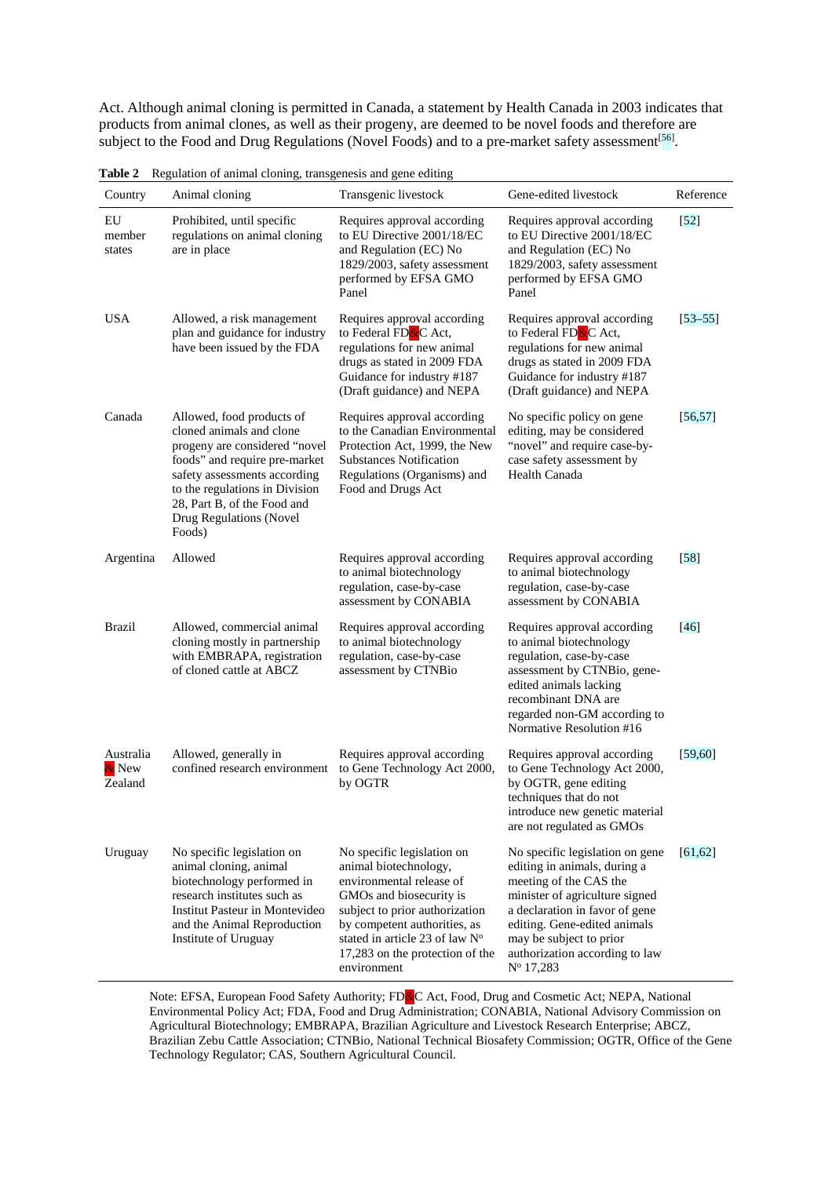Act. Although animal cloning is permitted in Canada, a statement by Health Canada in 2003 indicates that products from animal clones, as well as their progeny, are deemed to be novel foods and therefore are subject to the Food and Drug Regulations (Novel Foods) and to a pre-market safety assessment[56].

**Table 2** Regulation of animal cloning, transgenesis and gene editing

| Country | Animal cloning | Transgenic livestock | Gene-edited livestock | Reference |
|---|---|---|---|---|
| EU member states | Prohibited, until specific regulations on animal cloning are in place | Requires approval according to EU Directive 2001/18/EC and Regulation (EC) No 1829/2003, safety assessment performed by EFSA GMO Panel | Requires approval according to EU Directive 2001/18/EC and Regulation (EC) No 1829/2003, safety assessment performed by EFSA GMO Panel | [52] |
| USA | Allowed, a risk management plan and guidance for industry have been issued by the FDA | Requires approval according to Federal FD&C Act, regulations for new animal drugs as stated in 2009 FDA Guidance for industry #187 (Draft guidance) and NEPA | Requires approval according to Federal FD&C Act, regulations for new animal drugs as stated in 2009 FDA Guidance for industry #187 (Draft guidance) and NEPA | [53–55] |
| Canada | Allowed, food products of cloned animals and clone progeny are considered "novel foods" and require pre-market safety assessments according to the regulations in Division 28, Part B, of the Food and Drug Regulations (Novel Foods) | Requires approval according to the Canadian Environmental Protection Act, 1999, the New Substances Notification Regulations (Organisms) and Food and Drugs Act | No specific policy on gene editing, may be considered "novel" and require case-by-case safety assessment by Health Canada | [56,57] |
| Argentina | Allowed | Requires approval according to animal biotechnology regulation, case-by-case assessment by CONABIA | Requires approval according to animal biotechnology regulation, case-by-case assessment by CONABIA | [58] |
| Brazil | Allowed, commercial animal cloning mostly in partnership with EMBRAPA, registration of cloned cattle at ABCZ | Requires approval according to animal biotechnology regulation, case-by-case assessment by CTNBio | Requires approval according to animal biotechnology regulation, case-by-case assessment by CTNBio, gene-edited animals lacking recombinant DNA are regarded non-GM according to Normative Resolution #16 | [46] |
| Australia & New Zealand | Allowed, generally in confined research environment | Requires approval according to Gene Technology Act 2000, by OGTR | Requires approval according to Gene Technology Act 2000, by OGTR, gene editing techniques that do not introduce new genetic material are not regulated as GMOs | [59,60] |
| Uruguay | No specific legislation on animal cloning, animal biotechnology performed in research institutes such as Institut Pasteur in Montevideo and the Animal Reproduction Institute of Uruguay | No specific legislation on animal biotechnology, environmental release of GMOs and biosecurity is subject to prior authorization by competent authorities, as stated in article 23 of law Nº 17,283 on the protection of the environment | No specific legislation on gene editing in animals, during a meeting of the CAS the minister of agriculture signed a declaration in favor of gene editing. Gene-edited animals may be subject to prior authorization according to law Nº 17,283 | [61,62] |

Note: EFSA, European Food Safety Authority; FD&C Act, Food, Drug and Cosmetic Act; NEPA, National Environmental Policy Act; FDA, Food and Drug Administration; CONABIA, National Advisory Commission on Agricultural Biotechnology; EMBRAPA, Brazilian Agriculture and Livestock Research Enterprise; ABCZ, Brazilian Zebu Cattle Association; CTNBio, National Technical Biosafety Commission; OGTR, Office of the Gene Technology Regulator; CAS, Southern Agricultural Council.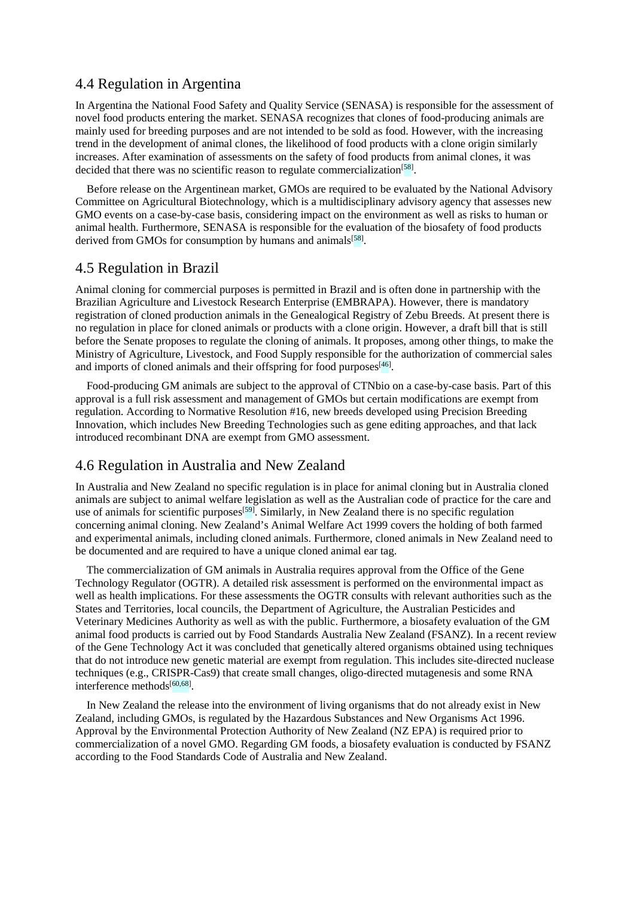## 4.4 Regulation in Argentina

In Argentina the National Food Safety and Quality Service (SENASA) is responsible for the assessment of novel food products entering the market. SENASA recognizes that clones of food-producing animals are mainly used for breeding purposes and are not intended to be sold as food. However, with the increasing trend in the development of animal clones, the likelihood of food products with a clone origin similarly increases. After examination of assessments on the safety of food products from animal clones, it was decided that there was no scientific reason to regulate commercialization[58].

Before release on the Argentinean market, GMOs are required to be evaluated by the National Advisory Committee on Agricultural Biotechnology, which is a multidisciplinary advisory agency that assesses new GMO events on a case-by-case basis, considering impact on the environment as well as risks to human or animal health. Furthermore, SENASA is responsible for the evaluation of the biosafety of food products derived from GMOs for consumption by humans and animals[58].

## 4.5 Regulation in Brazil

Animal cloning for commercial purposes is permitted in Brazil and is often done in partnership with the Brazilian Agriculture and Livestock Research Enterprise (EMBRAPA). However, there is mandatory registration of cloned production animals in the Genealogical Registry of Zebu Breeds. At present there is no regulation in place for cloned animals or products with a clone origin. However, a draft bill that is still before the Senate proposes to regulate the cloning of animals. It proposes, among other things, to make the Ministry of Agriculture, Livestock, and Food Supply responsible for the authorization of commercial sales and imports of cloned animals and their offspring for food purposes[46].

Food-producing GM animals are subject to the approval of CTNbio on a case-by-case basis. Part of this approval is a full risk assessment and management of GMOs but certain modifications are exempt from regulation. According to Normative Resolution #16, new breeds developed using Precision Breeding Innovation, which includes New Breeding Technologies such as gene editing approaches, and that lack introduced recombinant DNA are exempt from GMO assessment.

## 4.6 Regulation in Australia and New Zealand

In Australia and New Zealand no specific regulation is in place for animal cloning but in Australia cloned animals are subject to animal welfare legislation as well as the Australian code of practice for the care and use of animals for scientific purposes[59]. Similarly, in New Zealand there is no specific regulation concerning animal cloning. New Zealand's Animal Welfare Act 1999 covers the holding of both farmed and experimental animals, including cloned animals. Furthermore, cloned animals in New Zealand need to be documented and are required to have a unique cloned animal ear tag.

The commercialization of GM animals in Australia requires approval from the Office of the Gene Technology Regulator (OGTR). A detailed risk assessment is performed on the environmental impact as well as health implications. For these assessments the OGTR consults with relevant authorities such as the States and Territories, local councils, the Department of Agriculture, the Australian Pesticides and Veterinary Medicines Authority as well as with the public. Furthermore, a biosafety evaluation of the GM animal food products is carried out by Food Standards Australia New Zealand (FSANZ). In a recent review of the Gene Technology Act it was concluded that genetically altered organisms obtained using techniques that do not introduce new genetic material are exempt from regulation. This includes site-directed nuclease techniques (e.g., CRISPR-Cas9) that create small changes, oligo-directed mutagenesis and some RNA interference methods[60,68].

In New Zealand the release into the environment of living organisms that do not already exist in New Zealand, including GMOs, is regulated by the Hazardous Substances and New Organisms Act 1996. Approval by the Environmental Protection Authority of New Zealand (NZ EPA) is required prior to commercialization of a novel GMO. Regarding GM foods, a biosafety evaluation is conducted by FSANZ according to the Food Standards Code of Australia and New Zealand.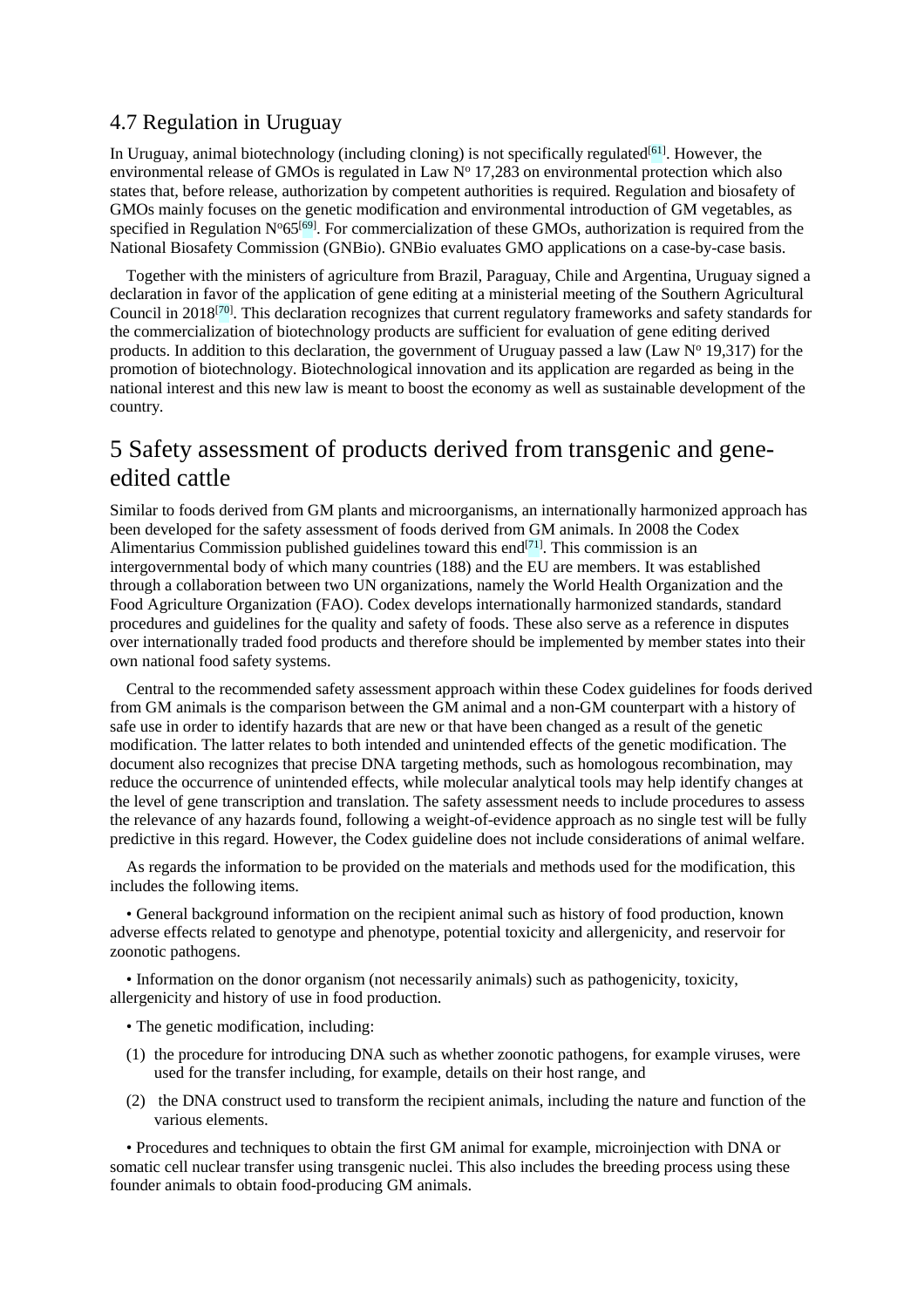## 4.7 Regulation in Uruguay

In Uruguay, animal biotechnology (including cloning) is not specifically regulated[61]. However, the environmental release of GMOs is regulated in Law Nº 17,283 on environmental protection which also states that, before release, authorization by competent authorities is required. Regulation and biosafety of GMOs mainly focuses on the genetic modification and environmental introduction of GM vegetables, as specified in Regulation Nº65[69]. For commercialization of these GMOs, authorization is required from the National Biosafety Commission (GNBio). GNBio evaluates GMO applications on a case-by-case basis.

Together with the ministers of agriculture from Brazil, Paraguay, Chile and Argentina, Uruguay signed a declaration in favor of the application of gene editing at a ministerial meeting of the Southern Agricultural Council in 2018[70]. This declaration recognizes that current regulatory frameworks and safety standards for the commercialization of biotechnology products are sufficient for evaluation of gene editing derived products. In addition to this declaration, the government of Uruguay passed a law (Law Nº 19,317) for the promotion of biotechnology. Biotechnological innovation and its application are regarded as being in the national interest and this new law is meant to boost the economy as well as sustainable development of the country.

# 5 Safety assessment of products derived from transgenic and gene-edited cattle

Similar to foods derived from GM plants and microorganisms, an internationally harmonized approach has been developed for the safety assessment of foods derived from GM animals. In 2008 the Codex Alimentarius Commission published guidelines toward this end[71]. This commission is an intergovernmental body of which many countries (188) and the EU are members. It was established through a collaboration between two UN organizations, namely the World Health Organization and the Food Agriculture Organization (FAO). Codex develops internationally harmonized standards, standard procedures and guidelines for the quality and safety of foods. These also serve as a reference in disputes over internationally traded food products and therefore should be implemented by member states into their own national food safety systems.

Central to the recommended safety assessment approach within these Codex guidelines for foods derived from GM animals is the comparison between the GM animal and a non-GM counterpart with a history of safe use in order to identify hazards that are new or that have been changed as a result of the genetic modification. The latter relates to both intended and unintended effects of the genetic modification. The document also recognizes that precise DNA targeting methods, such as homologous recombination, may reduce the occurrence of unintended effects, while molecular analytical tools may help identify changes at the level of gene transcription and translation. The safety assessment needs to include procedures to assess the relevance of any hazards found, following a weight-of-evidence approach as no single test will be fully predictive in this regard. However, the Codex guideline does not include considerations of animal welfare.

As regards the information to be provided on the materials and methods used for the modification, this includes the following items.

• General background information on the recipient animal such as history of food production, known adverse effects related to genotype and phenotype, potential toxicity and allergenicity, and reservoir for zoonotic pathogens.

• Information on the donor organism (not necessarily animals) such as pathogenicity, toxicity, allergenicity and history of use in food production.

• The genetic modification, including:

(1) the procedure for introducing DNA such as whether zoonotic pathogens, for example viruses, were used for the transfer including, for example, details on their host range, and

(2) the DNA construct used to transform the recipient animals, including the nature and function of the various elements.

• Procedures and techniques to obtain the first GM animal for example, microinjection with DNA or somatic cell nuclear transfer using transgenic nuclei. This also includes the breeding process using these founder animals to obtain food-producing GM animals.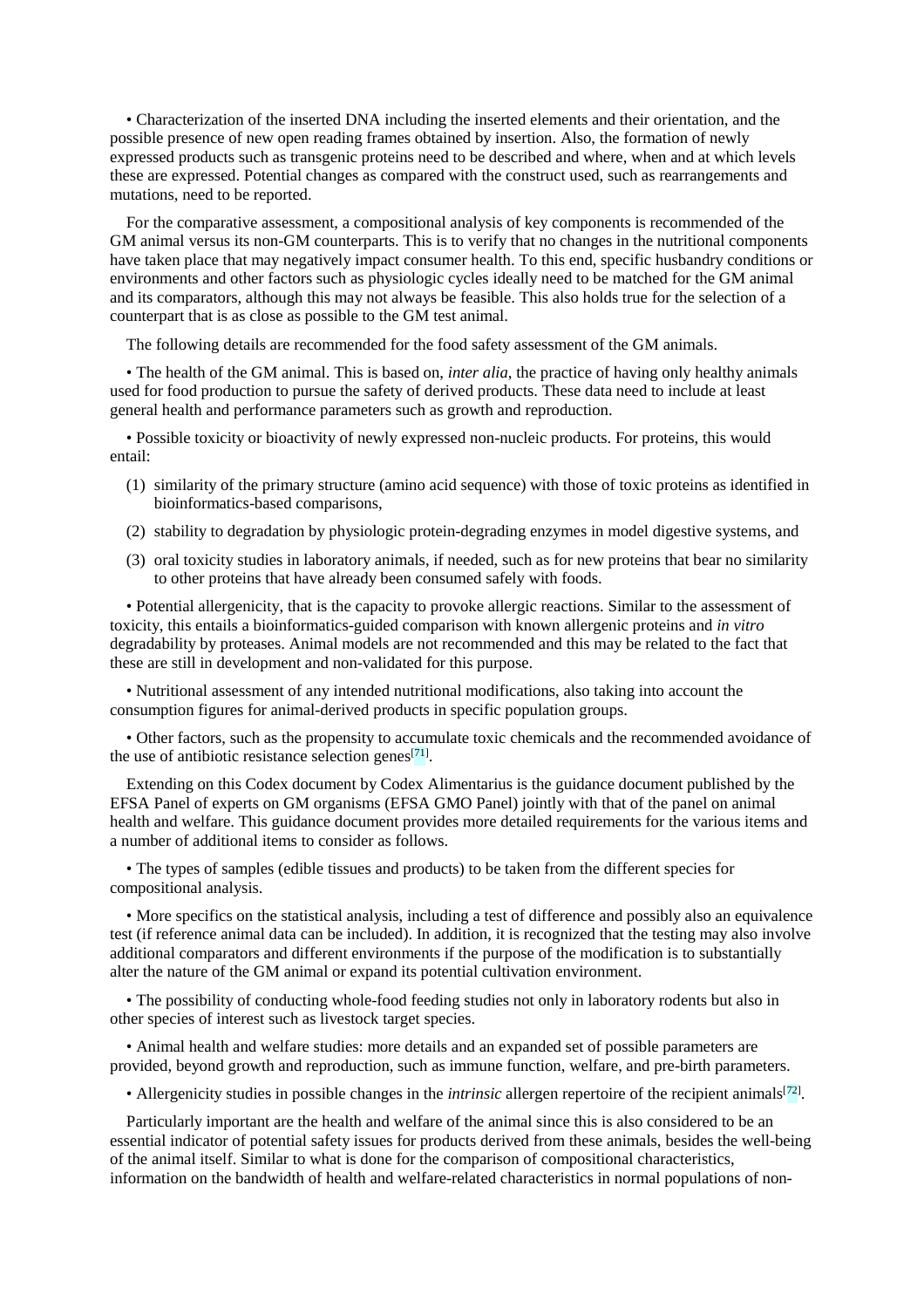• Characterization of the inserted DNA including the inserted elements and their orientation, and the possible presence of new open reading frames obtained by insertion. Also, the formation of newly expressed products such as transgenic proteins need to be described and where, when and at which levels these are expressed. Potential changes as compared with the construct used, such as rearrangements and mutations, need to be reported.

For the comparative assessment, a compositional analysis of key components is recommended of the GM animal versus its non-GM counterparts. This is to verify that no changes in the nutritional components have taken place that may negatively impact consumer health. To this end, specific husbandry conditions or environments and other factors such as physiologic cycles ideally need to be matched for the GM animal and its comparators, although this may not always be feasible. This also holds true for the selection of a counterpart that is as close as possible to the GM test animal.

The following details are recommended for the food safety assessment of the GM animals.

• The health of the GM animal. This is based on, *inter alia*, the practice of having only healthy animals used for food production to pursue the safety of derived products. These data need to include at least general health and performance parameters such as growth and reproduction.

• Possible toxicity or bioactivity of newly expressed non-nucleic products. For proteins, this would entail:

(1) similarity of the primary structure (amino acid sequence) with those of toxic proteins as identified in bioinformatics-based comparisons,

(2) stability to degradation by physiologic protein-degrading enzymes in model digestive systems, and

(3) oral toxicity studies in laboratory animals, if needed, such as for new proteins that bear no similarity to other proteins that have already been consumed safely with foods.

• Potential allergenicity, that is the capacity to provoke allergic reactions. Similar to the assessment of toxicity, this entails a bioinformatics-guided comparison with known allergenic proteins and *in vitro* degradability by proteases. Animal models are not recommended and this may be related to the fact that these are still in development and non-validated for this purpose.

• Nutritional assessment of any intended nutritional modifications, also taking into account the consumption figures for animal-derived products in specific population groups.

• Other factors, such as the propensity to accumulate toxic chemicals and the recommended avoidance of the use of antibiotic resistance selection genes[71].

Extending on this Codex document by Codex Alimentarius is the guidance document published by the EFSA Panel of experts on GM organisms (EFSA GMO Panel) jointly with that of the panel on animal health and welfare. This guidance document provides more detailed requirements for the various items and a number of additional items to consider as follows.

• The types of samples (edible tissues and products) to be taken from the different species for compositional analysis.

• More specifics on the statistical analysis, including a test of difference and possibly also an equivalence test (if reference animal data can be included). In addition, it is recognized that the testing may also involve additional comparators and different environments if the purpose of the modification is to substantially alter the nature of the GM animal or expand its potential cultivation environment.

• The possibility of conducting whole-food feeding studies not only in laboratory rodents but also in other species of interest such as livestock target species.

• Animal health and welfare studies: more details and an expanded set of possible parameters are provided, beyond growth and reproduction, such as immune function, welfare, and pre-birth parameters.

• Allergenicity studies in possible changes in the *intrinsic* allergen repertoire of the recipient animals[72].

Particularly important are the health and welfare of the animal since this is also considered to be an essential indicator of potential safety issues for products derived from these animals, besides the well-being of the animal itself. Similar to what is done for the comparison of compositional characteristics, information on the bandwidth of health and welfare-related characteristics in normal populations of non-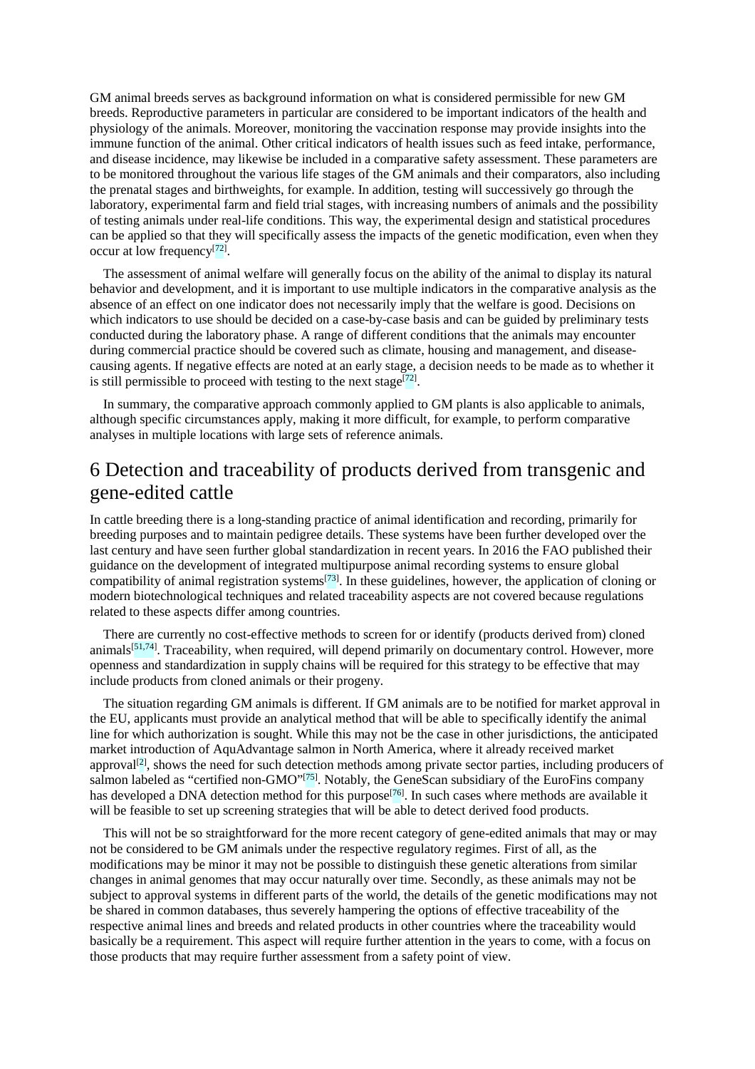GM animal breeds serves as background information on what is considered permissible for new GM breeds. Reproductive parameters in particular are considered to be important indicators of the health and physiology of the animals. Moreover, monitoring the vaccination response may provide insights into the immune function of the animal. Other critical indicators of health issues such as feed intake, performance, and disease incidence, may likewise be included in a comparative safety assessment. These parameters are to be monitored throughout the various life stages of the GM animals and their comparators, also including the prenatal stages and birthweights, for example. In addition, testing will successively go through the laboratory, experimental farm and field trial stages, with increasing numbers of animals and the possibility of testing animals under real-life conditions. This way, the experimental design and statistical procedures can be applied so that they will specifically assess the impacts of the genetic modification, even when they occur at low frequency[72].

The assessment of animal welfare will generally focus on the ability of the animal to display its natural behavior and development, and it is important to use multiple indicators in the comparative analysis as the absence of an effect on one indicator does not necessarily imply that the welfare is good. Decisions on which indicators to use should be decided on a case-by-case basis and can be guided by preliminary tests conducted during the laboratory phase. A range of different conditions that the animals may encounter during commercial practice should be covered such as climate, housing and management, and disease-causing agents. If negative effects are noted at an early stage, a decision needs to be made as to whether it is still permissible to proceed with testing to the next stage[72].

In summary, the comparative approach commonly applied to GM plants is also applicable to animals, although specific circumstances apply, making it more difficult, for example, to perform comparative analyses in multiple locations with large sets of reference animals.

## 6 Detection and traceability of products derived from transgenic and gene-edited cattle

In cattle breeding there is a long-standing practice of animal identification and recording, primarily for breeding purposes and to maintain pedigree details. These systems have been further developed over the last century and have seen further global standardization in recent years. In 2016 the FAO published their guidance on the development of integrated multipurpose animal recording systems to ensure global compatibility of animal registration systems[73]. In these guidelines, however, the application of cloning or modern biotechnological techniques and related traceability aspects are not covered because regulations related to these aspects differ among countries.

There are currently no cost-effective methods to screen for or identify (products derived from) cloned animals[51,74]. Traceability, when required, will depend primarily on documentary control. However, more openness and standardization in supply chains will be required for this strategy to be effective that may include products from cloned animals or their progeny.

The situation regarding GM animals is different. If GM animals are to be notified for market approval in the EU, applicants must provide an analytical method that will be able to specifically identify the animal line for which authorization is sought. While this may not be the case in other jurisdictions, the anticipated market introduction of AquAdvantage salmon in North America, where it already received market approval[2], shows the need for such detection methods among private sector parties, including producers of salmon labeled as "certified non-GMO"[75]. Notably, the GeneScan subsidiary of the EuroFins company has developed a DNA detection method for this purpose[76]. In such cases where methods are available it will be feasible to set up screening strategies that will be able to detect derived food products.

This will not be so straightforward for the more recent category of gene-edited animals that may or may not be considered to be GM animals under the respective regulatory regimes. First of all, as the modifications may be minor it may not be possible to distinguish these genetic alterations from similar changes in animal genomes that may occur naturally over time. Secondly, as these animals may not be subject to approval systems in different parts of the world, the details of the genetic modifications may not be shared in common databases, thus severely hampering the options of effective traceability of the respective animal lines and breeds and related products in other countries where the traceability would basically be a requirement. This aspect will require further attention in the years to come, with a focus on those products that may require further assessment from a safety point of view.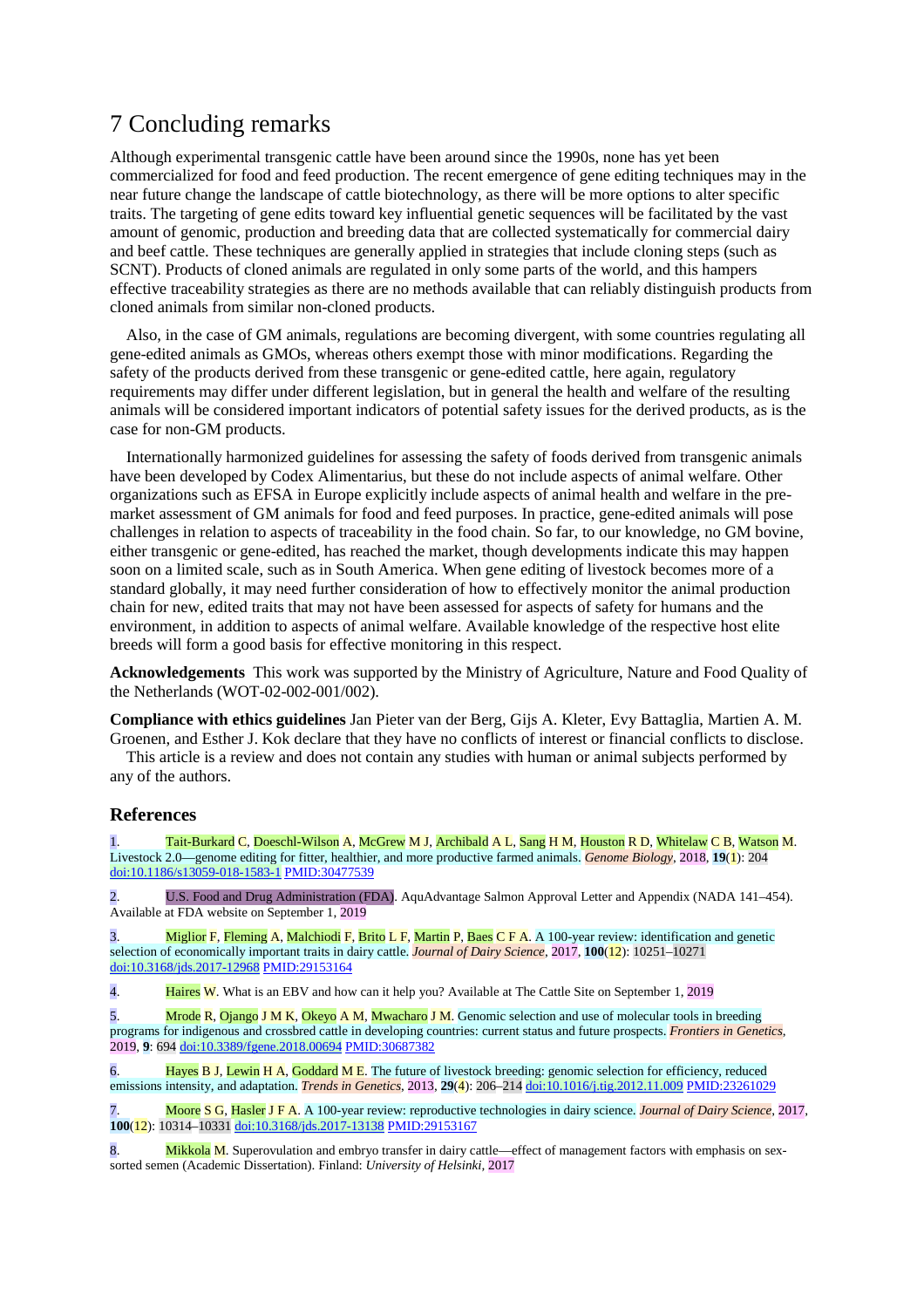# 7 Concluding remarks

Although experimental transgenic cattle have been around since the 1990s, none has yet been commercialized for food and feed production. The recent emergence of gene editing techniques may in the near future change the landscape of cattle biotechnology, as there will be more options to alter specific traits. The targeting of gene edits toward key influential genetic sequences will be facilitated by the vast amount of genomic, production and breeding data that are collected systematically for commercial dairy and beef cattle. These techniques are generally applied in strategies that include cloning steps (such as SCNT). Products of cloned animals are regulated in only some parts of the world, and this hampers effective traceability strategies as there are no methods available that can reliably distinguish products from cloned animals from similar non-cloned products.

Also, in the case of GM animals, regulations are becoming divergent, with some countries regulating all gene-edited animals as GMOs, whereas others exempt those with minor modifications. Regarding the safety of the products derived from these transgenic or gene-edited cattle, here again, regulatory requirements may differ under different legislation, but in general the health and welfare of the resulting animals will be considered important indicators of potential safety issues for the derived products, as is the case for non-GM products.

Internationally harmonized guidelines for assessing the safety of foods derived from transgenic animals have been developed by Codex Alimentarius, but these do not include aspects of animal welfare. Other organizations such as EFSA in Europe explicitly include aspects of animal health and welfare in the pre-market assessment of GM animals for food and feed purposes. In practice, gene-edited animals will pose challenges in relation to aspects of traceability in the food chain. So far, to our knowledge, no GM bovine, either transgenic or gene-edited, has reached the market, though developments indicate this may happen soon on a limited scale, such as in South America. When gene editing of livestock becomes more of a standard globally, it may need further consideration of how to effectively monitor the animal production chain for new, edited traits that may not have been assessed for aspects of safety for humans and the environment, in addition to aspects of animal welfare. Available knowledge of the respective host elite breeds will form a good basis for effective monitoring in this respect.

**Acknowledgements** This work was supported by the Ministry of Agriculture, Nature and Food Quality of the Netherlands (WOT-02-002-001/002).

**Compliance with ethics guidelines** Jan Pieter van der Berg, Gijs A. Kleter, Evy Battaglia, Martien A. M. Groenen, and Esther J. Kok declare that they have no conflicts of interest or financial conflicts to disclose.

This article is a review and does not contain any studies with human or animal subjects performed by any of the authors.

## References

1. Tait-Burkard C, Doeschl-Wilson A, McGrew M J, Archibald A L, Sang H M, Houston R D, Whitelaw C B, Watson M. Livestock 2.0—genome editing for fitter, healthier, and more productive farmed animals. *Genome Biology*, 2018, **19**(1): 204 doi:10.1186/s13059-018-1583-1 PMID:30477539

2. U.S. Food and Drug Administration (FDA). AquAdvantage Salmon Approval Letter and Appendix (NADA 141–454). Available at FDA website on September 1, 2019

3. Miglior F, Fleming A, Malchiodi F, Brito L F, Martin P, Baes C F A. A 100-year review: identification and genetic selection of economically important traits in dairy cattle. *Journal of Dairy Science*, 2017, **100**(12): 10251–10271 doi:10.3168/jds.2017-12968 PMID:29153164

4. Haires W. What is an EBV and how can it help you? Available at The Cattle Site on September 1, 2019

5. Mrode R, Ojango J M K, Okeyo A M, Mwacharo J M. Genomic selection and use of molecular tools in breeding programs for indigenous and crossbred cattle in developing countries: current status and future prospects. *Frontiers in Genetics*, 2019, **9**: 694 doi:10.3389/fgene.2018.00694 PMID:30687382

6. Hayes B J, Lewin H A, Goddard M E. The future of livestock breeding: genomic selection for efficiency, reduced emissions intensity, and adaptation. *Trends in Genetics*, 2013, **29**(4): 206–214 doi:10.1016/j.tig.2012.11.009 PMID:23261029

7. Moore S G, Hasler J F A. A 100-year review: reproductive technologies in dairy science. *Journal of Dairy Science*, 2017, **100**(12): 10314–10331 doi:10.3168/jds.2017-13138 PMID:29153167

8. Mikkola M. Superovulation and embryo transfer in dairy cattle—effect of management factors with emphasis on sex-sorted semen (Academic Dissertation). Finland: *University of Helsinki*, 2017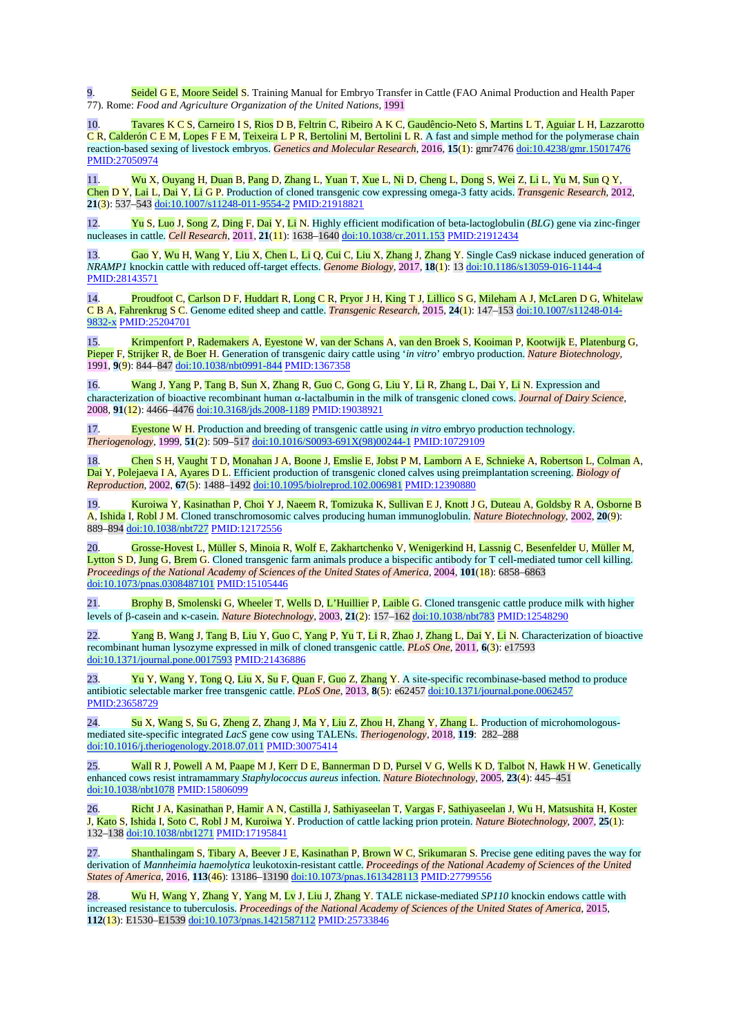9. Seidel G E, Moore Seidel S. Training Manual for Embryo Transfer in Cattle (FAO Animal Production and Health Paper 77). Rome: *Food and Agriculture Organization of the United Nations*, 1991

10. Tavares K C S, Carneiro I S, Rios D B, Feltrin C, Ribeiro A K C, Gaudêncio-Neto S, Martins L T, Aguiar L H, Lazzarotto C R, Calderón C E M, Lopes F E M, Teixeira L P R, Bertolini M, Bertolini L R. A fast and simple method for the polymerase chain reaction-based sexing of livestock embryos. *Genetics and Molecular Research*, 2016, **15**(1): gmr7476 doi:10.4238/gmr.15017476 PMID:27050974

11. Wu X, Ouyang H, Duan B, Pang D, Zhang L, Yuan T, Xue L, Ni D, Cheng L, Dong S, Wei Z, Li L, Yu M, Sun Q Y, Chen D Y, Lai L, Dai Y, Li G P. Production of cloned transgenic cow expressing omega-3 fatty acids. *Transgenic Research*, 2012, **21**(3): 537–543 doi:10.1007/s11248-011-9554-2 PMID:21918821

12. Yu S, Luo J, Song Z, Ding F, Dai Y, Li N. Highly efficient modification of beta-lactoglobulin (*BLG*) gene via zinc-finger nucleases in cattle. *Cell Research*, 2011, **21**(11): 1638–1640 doi:10.1038/cr.2011.153 PMID:21912434

13. Gao Y, Wu H, Wang Y, Liu X, Chen L, Li Q, Cui C, Liu X, Zhang J, Zhang Y. Single Cas9 nickase induced generation of *NRAMP1* knockin cattle with reduced off-target effects. *Genome Biology*, 2017, **18**(1): 13 doi:10.1186/s13059-016-1144-4 PMID:28143571

14. Proudfoot C, Carlson D F, Huddart R, Long C R, Pryor J H, King T J, Lillico S G, Mileham A J, McLaren D G, Whitelaw C B A, Fahrenkrug S C. Genome edited sheep and cattle. *Transgenic Research*, 2015, **24**(1): 147–153 doi:10.1007/s11248-014-9832-x PMID:25204701

15. Krimpenfort P, Rademakers A, Eyestone W, van der Schans A, van den Broek S, Kooiman P, Kootwijk E, Platenburg G, Pieper F, Strijker R, de Boer H. Generation of transgenic dairy cattle using '*in vitro*' embryo production. *Nature Biotechnology*, 1991, **9**(9): 844–847 doi:10.1038/nbt0991-844 PMID:1367358

16. Wang J, Yang P, Tang B, Sun X, Zhang R, Guo C, Gong G, Liu Y, Li R, Zhang L, Dai Y, Li N. Expression and characterization of bioactive recombinant human α-lactalbumin in the milk of transgenic cloned cows. *Journal of Dairy Science*, 2008, **91**(12): 4466–4476 doi:10.3168/jds.2008-1189 PMID:19038921

17. Eyestone W H. Production and breeding of transgenic cattle using *in vitro* embryo production technology. *Theriogenology*, 1999, **51**(2): 509–517 doi:10.1016/S0093-691X(98)00244-1 PMID:10729109

18. Chen S H, Vaught T D, Monahan J A, Boone J, Emslie E, Jobst P M, Lamborn A E, Schnieke A, Robertson L, Colman A, Dai Y, Polejaeva I A, Ayares D L. Efficient production of transgenic cloned calves using preimplantation screening. *Biology of Reproduction*, 2002, **67**(5): 1488–1492 doi:10.1095/biolreprod.102.006981 PMID:12390880

19. Kuroiwa Y, Kasinathan P, Choi Y J, Naeem R, Tomizuka K, Sullivan E J, Knott J G, Duteau A, Goldsby R A, Osborne B A, Ishida I, Robl J M. Cloned transchromosomic calves producing human immunoglobulin. *Nature Biotechnology*, 2002, **20**(9): 889–894 doi:10.1038/nbt727 PMID:12172556

20. Grosse-Hovest L, Müller S, Minoia R, Wolf E, Zakhartchenko V, Wenigerkind H, Lassnig C, Besenfelder U, Müller M, Lytton S D, Jung G, Brem G. Cloned transgenic farm animals produce a bispecific antibody for T cell-mediated tumor cell killing. *Proceedings of the National Academy of Sciences of the United States of America*, 2004, **101**(18): 6858–6863 doi:10.1073/pnas.0308487101 PMID:15105446

21. Brophy B, Smolenski G, Wheeler T, Wells D, L'Huillier P, Laible G. Cloned transgenic cattle produce milk with higher levels of β-casein and κ-casein. *Nature Biotechnology*, 2003, **21**(2): 157–162 doi:10.1038/nbt783 PMID:12548290

22. Yang B, Wang J, Tang B, Liu Y, Guo C, Yang P, Yu T, Li R, Zhao J, Zhang L, Dai Y, Li N. Characterization of bioactive recombinant human lysozyme expressed in milk of cloned transgenic cattle. *PLoS One*, 2011, **6**(3): e17593 doi:10.1371/journal.pone.0017593 PMID:21436886

23. Yu Y, Wang Y, Tong Q, Liu X, Su F, Quan F, Guo Z, Zhang Y. A site-specific recombinase-based method to produce antibiotic selectable marker free transgenic cattle. *PLoS One*, 2013, **8**(5): e62457 doi:10.1371/journal.pone.0062457 PMID:23658729

24. Su X, Wang S, Su G, Zheng Z, Zhang J, Ma Y, Liu Z, Zhou H, Zhang Y, Zhang L. Production of microhomologous-mediated site-specific integrated *LacS* gene cow using TALENs. *Theriogenology*, 2018, **119**: 282–288 doi:10.1016/j.theriogenology.2018.07.011 PMID:30075414

25. Wall R J, Powell A M, Paape M J, Kerr D E, Bannerman D D, Pursel V G, Wells K D, Talbot N, Hawk H W. Genetically enhanced cows resist intramammary *Staphylococcus aureus* infection. *Nature Biotechnology*, 2005, **23**(4): 445–451 doi:10.1038/nbt1078 PMID:15806099

26. Richt J A, Kasinathan P, Hamir A N, Castilla J, Sathiyaseelan T, Vargas F, Sathiyaseelan J, Wu H, Matsushita H, Koster J, Kato S, Ishida I, Soto C, Robl J M, Kuroiwa Y. Production of cattle lacking prion protein. *Nature Biotechnology*, 2007, **25**(1): 132–138 doi:10.1038/nbt1271 PMID:17195841

27. Shanthalingam S, Tibary A, Beever J E, Kasinathan P, Brown W C, Srikumaran S. Precise gene editing paves the way for derivation of *Mannheimia haemolytica* leukotoxin-resistant cattle. *Proceedings of the National Academy of Sciences of the United States of America*, 2016, **113**(46): 13186–13190 doi:10.1073/pnas.1613428113 PMID:27799556

28. Wu H, Wang Y, Zhang Y, Yang M, Lv J, Liu J, Zhang Y. TALE nickase-mediated *SP110* knockin endows cattle with increased resistance to tuberculosis. *Proceedings of the National Academy of Sciences of the United States of America*, 2015, **112**(13): E1530–E1539 doi:10.1073/pnas.1421587112 PMID:25733846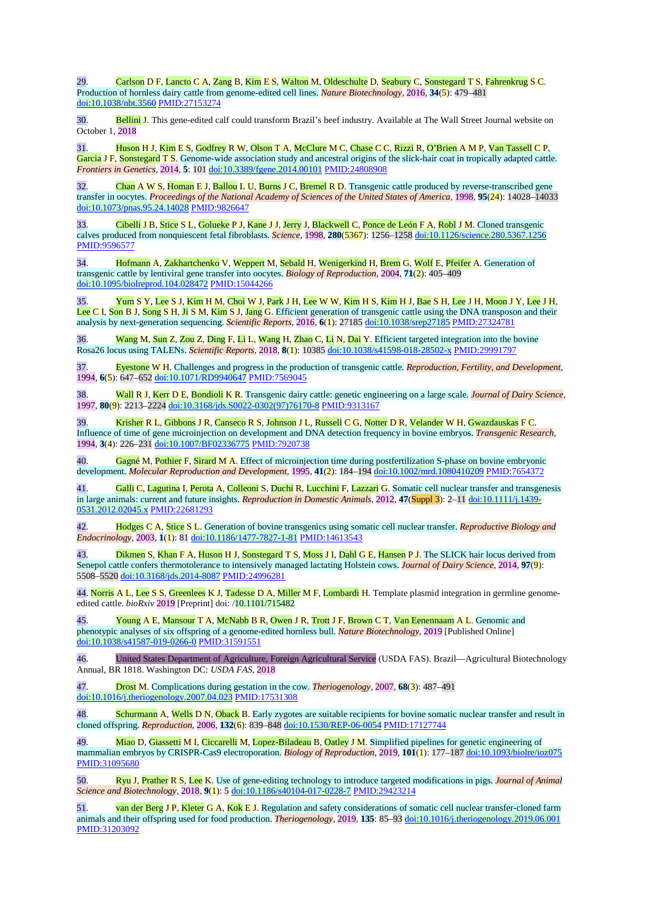29. Carlson D F, Lancto C A, Zang B, Kim E S, Walton M, Oldeschulte D, Seabury C, Sonstegard T S, Fahrenkrug S C. Production of hornless dairy cattle from genome-edited cell lines. *Nature Biotechnology*, 2016, **34**(5): 479–481 doi:10.1038/nbt.3560 PMID:27153274

30. Bellini J. This gene-edited calf could transform Brazil's beef industry. Available at The Wall Street Journal website on October 1, 2018

31. Huson H J, Kim E S, Godfrey R W, Olson T A, McClure M C, Chase C C, Rizzi R, O'Brien A M P, Van Tassell C P, Garcia J F, Sonstegard T S. Genome-wide association study and ancestral origins of the slick-hair coat in tropically adapted cattle. *Frontiers in Genetics*, 2014, **5**: 101 doi:10.3389/fgene.2014.00101 PMID:24808908

32. Chan A W S, Homan E J, Ballou L U, Burns J C, Bremel R D. Transgenic cattle produced by reverse-transcribed gene transfer in oocytes. *Proceedings of the National Academy of Sciences of the United States of America*, 1998, **95**(24): 14028–14033 doi:10.1073/pnas.95.24.14028 PMID:9826647

33. Cibelli J B, Stice S L, Golueke P J, Kane J J, Jerry J, Blackwell C, Ponce de León F A, Robl J M. Cloned transgenic calves produced from nonquiescent fetal fibroblasts. *Science*, 1998, **280**(5367): 1256–1258 doi:10.1126/science.280.5367.1256 PMID:9596577

34. Hofmann A, Zakhartchenko V, Weppert M, Sebald H, Wenigerkind H, Brem G, Wolf E, Pfeifer A. Generation of transgenic cattle by lentiviral gene transfer into oocytes. *Biology of Reproduction*, 2004, **71**(2): 405–409 doi:10.1095/biolreprod.104.028472 PMID:15044266

35. Yum S Y, Lee S J, Kim H M, Choi W J, Park J H, Lee W W, Kim H S, Kim H J, Bae S H, Lee J H, Moon J Y, Lee J H, Lee C I, Son B J, Song S H, Ji S M, Kim S J, Jang G. Efficient generation of transgenic cattle using the DNA transposon and their analysis by next-generation sequencing. *Scientific Reports*, 2016, **6**(1): 27185 doi:10.1038/srep27185 PMID:27324781

36. Wang M, Sun Z, Zou Z, Ding F, Li L, Wang H, Zhao C, Li N, Dai Y. Efficient targeted integration into the bovine Rosa26 locus using TALENs. *Scientific Reports*, 2018, **8**(1): 10385 doi:10.1038/s41598-018-28502-x PMID:29991797

37. Eyestone W H. Challenges and progress in the production of transgenic cattle. *Reproduction, Fertility, and Development*, 1994, **6**(5): 647–652 doi:10.1071/RD9940647 PMID:7569045

38. Wall R J, Kerr D E, Bondioli K R. Transgenic dairy cattle: genetic engineering on a large scale. *Journal of Dairy Science*, 1997, **80**(9): 2213–2224 doi:10.3168/jds.S0022-0302(97)76170-8 PMID:9313167

39. Krisher R L, Gibbons J R, Canseco R S, Johnson J L, Russell C G, Notter D R, Velander W H, Gwazdauskas F C. Influence of time of gene microinjection on development and DNA detection frequency in bovine embryos. *Transgenic Research*, 1994, **3**(4): 226–231 doi:10.1007/BF02336775 PMID:7920738

40. Gagné M, Pothier F, Sirard M A. Effect of microinjection time during postfertilization S-phase on bovine embryonic development. *Molecular Reproduction and Development*, 1995, **41**(2): 184–194 doi:10.1002/mrd.1080410209 PMID:7654372

41. Galli C, Lagutina I, Perota A, Colleoni S, Duchi R, Lucchini F, Lazzari G. Somatic cell nuclear transfer and transgenesis in large animals: current and future insights. *Reproduction in Domestic Animals*, 2012, **47**(Suppl 3): 2–11 doi:10.1111/j.1439-0531.2012.02045.x PMID:22681293

42. Hodges C A, Stice S L. Generation of bovine transgenics using somatic cell nuclear transfer. *Reproductive Biology and Endocrinology*, 2003, **1**(1): 81 doi:10.1186/1477-7827-1-81 PMID:14613543

43. Dikmen S, Khan F A, Huson H J, Sonstegard T S, Moss J I, Dahl G E, Hansen P J. The SLICK hair locus derived from Senepol cattle confers thermotolerance to intensively managed lactating Holstein cows. *Journal of Dairy Science*, 2014, **97**(9): 5508–5520 doi:10.3168/jds.2014-8087 PMID:24996281

44. Norris A L, Lee S S, Greenlees K J, Tadesse D A, Miller M F, Lombardi H. Template plasmid integration in germline genome-edited cattle. *bioRxiv* 2019 [Preprint] doi: /10.1101/715482

45. Young A E, Mansour T A, McNabb B R, Owen J R, Trott J F, Brown C T, Van Eenennaam A L. Genomic and phenotypic analyses of six offspring of a genome-edited hornless bull. *Nature Biotechnology*, 2019 [Published Online] doi:10.1038/s41587-019-0266-0 PMID:31591551

46. United States Department of Agriculture, Foreign Agricultural Service (USDA FAS). Brazil—Agricultural Biotechnology Annual, BR 1818. Washington DC: *USDA FAS*, 2018

47. Drost M. Complications during gestation in the cow. *Theriogenology*, 2007, **68**(3): 487–491 doi:10.1016/j.theriogenology.2007.04.023 PMID:17531308

48. Schurmann A, Wells D N, Oback B. Early zygotes are suitable recipients for bovine somatic nuclear transfer and result in cloned offspring. *Reproduction*, 2006, **132**(6): 839–848 doi:10.1530/REP-06-0054 PMID:17127744

49. Miao D, Giassetti M I, Ciccarelli M, Lopez-Biladeau B, Oatley J M. Simplified pipelines for genetic engineering of mammalian embryos by CRISPR-Cas9 electroporation. *Biology of Reproduction*, 2019, **101**(1): 177–187 doi:10.1093/biolre/ioz075 PMID:31095680

50. Ryu J, Prather R S, Lee K. Use of gene-editing technology to introduce targeted modifications in pigs. *Journal of Animal Science and Biotechnology*, 2018, **9**(1): 5 doi:10.1186/s40104-017-0228-7 PMID:29423214

51. van der Berg J P, Kleter G A, Kok E J. Regulation and safety considerations of somatic cell nuclear transfer-cloned farm animals and their offspring used for food production. *Theriogenology*, 2019, **135**: 85–93 doi:10.1016/j.theriogenology.2019.06.001 PMID:31203092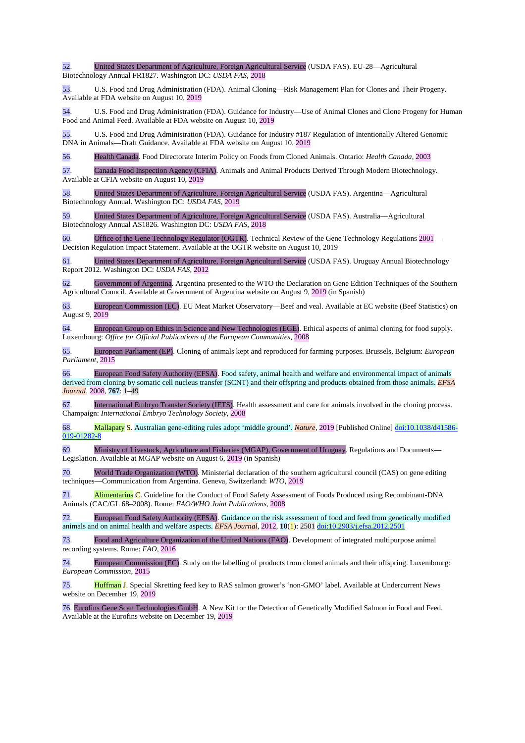52. United States Department of Agriculture, Foreign Agricultural Service (USDA FAS). EU-28—Agricultural Biotechnology Annual FR1827. Washington DC: *USDA FAS*, 2018

53. U.S. Food and Drug Administration (FDA). Animal Cloning—Risk Management Plan for Clones and Their Progeny. Available at FDA website on August 10, 2019

54. U.S. Food and Drug Administration (FDA). Guidance for Industry—Use of Animal Clones and Clone Progeny for Human Food and Animal Feed. Available at FDA website on August 10, 2019

55. U.S. Food and Drug Administration (FDA). Guidance for Industry #187 Regulation of Intentionally Altered Genomic DNA in Animals—Draft Guidance. Available at FDA website on August 10, 2019

56. Health Canada. Food Directorate Interim Policy on Foods from Cloned Animals. Ontario: *Health Canada*, 2003

57. Canada Food Inspection Agency (CFIA). Animals and Animal Products Derived Through Modern Biotechnology. Available at CFIA website on August 10, 2019

58. United States Department of Agriculture, Foreign Agricultural Service (USDA FAS). Argentina—Agricultural Biotechnology Annual. Washington DC: *USDA FAS*, 2019

59. United States Department of Agriculture, Foreign Agricultural Service (USDA FAS). Australia—Agricultural Biotechnology Annual AS1826. Washington DC: *USDA FAS*, 2018

60. Office of the Gene Technology Regulator (OGTR). Technical Review of the Gene Technology Regulations 2001—Decision Regulation Impact Statement. Available at the OGTR website on August 10, 2019

61. United States Department of Agriculture, Foreign Agricultural Service (USDA FAS). Uruguay Annual Biotechnology Report 2012. Washington DC: *USDA FAS*, 2012

62. Government of Argentina. Argentina presented to the WTO the Declaration on Gene Edition Techniques of the Southern Agricultural Council. Available at Government of Argentina website on August 9, 2019 (in Spanish)

63. European Commission (EC). EU Meat Market Observatory—Beef and veal. Available at EC website (Beef Statistics) on August 9, 2019

64. Enropean Group on Ethics in Science and New Technologies (EGE). Ethical aspects of animal cloning for food supply. Luxembourg: *Office for Official Publications of the European Communities*, 2008

65. European Parliament (EP). Cloning of animals kept and reproduced for farming purposes. Brussels, Belgium: *European Parliament*, 2015

66. European Food Safety Authority (EFSA). Food safety, animal health and welfare and environmental impact of animals derived from cloning by somatic cell nucleus transfer (SCNT) and their offspring and products obtained from those animals. *EFSA Journal*, 2008, **767**: 1–49

67. International Embryo Transfer Society (IETS). Health assessment and care for animals involved in the cloning process. Champaign: *International Embryo Technology Society*, 2008

68. Mallapaty S. Australian gene-editing rules adopt 'middle ground'. *Nature*, 2019 [Published Online] doi:10.1038/d41586-019-01282-8

69. Ministry of Livestock, Agriculture and Fisheries (MGAP), Government of Uruguay. Regulations and Documents—Legislation. Available at MGAP website on August 6, 2019 (in Spanish)

70. World Trade Organization (WTO). Ministerial declaration of the southern agricultural council (CAS) on gene editing techniques—Communication from Argentina. Geneva, Switzerland: *WTO*, 2019

71. Alimentarius C. Guideline for the Conduct of Food Safety Assessment of Foods Produced using Recombinant-DNA Animals (CAC/GL 68–2008). Rome: *FAO/WHO Joint Publications*, 2008

72. European Food Safety Authority (EFSA). Guidance on the risk assessment of food and feed from genetically modified animals and on animal health and welfare aspects. *EFSA Journal*, 2012, **10**(1): 2501 doi:10.2903/j.efsa.2012.2501

73. Food and Agriculture Organization of the United Nations (FAO). Development of integrated multipurpose animal recording systems. Rome: *FAO*, 2016

74. European Commission (EC). Study on the labelling of products from cloned animals and their offspring. Luxembourg: *European Commission*, 2015

75. Huffman J. Special Skretting feed key to RAS salmon grower's 'non-GMO' label. Available at Undercurrent News website on December 19, 2019

76. Eurofins Gene Scan Technologies GmbH. A New Kit for the Detection of Genetically Modified Salmon in Food and Feed. Available at the Eurofins website on December 19, 2019